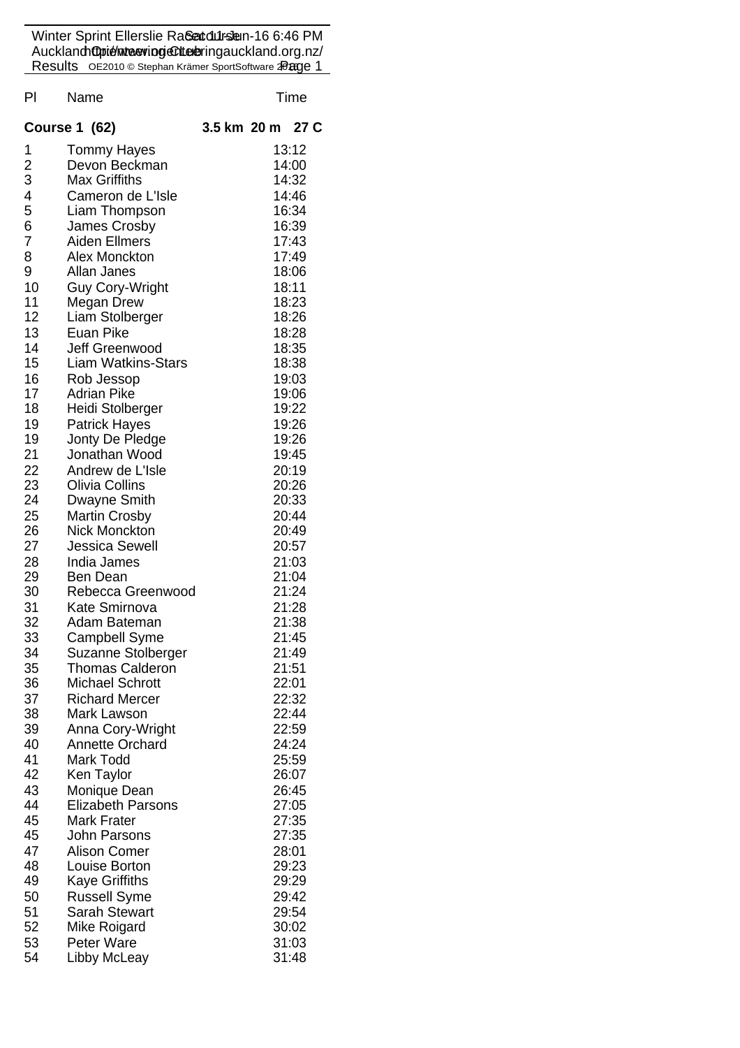Winter Sprint Ellerslie Race Sat 11-Jun-16 6:46 PM
Auckland Orienteering Club http://www.orienteeringauckland.org.nz/
Results OE2010 © Stephan Krämer SportSoftware 2016

| Pl | Name | Time |
|---|---|---|
| **Course 1 (62)** | **3.5 km 20 m 27 C** | |
| 1 | Tommy Hayes | 13:12 |
| 2 | Devon Beckman | 14:00 |
| 3 | Max Griffiths | 14:32 |
| 4 | Cameron de L'Isle | 14:46 |
| 5 | Liam Thompson | 16:34 |
| 6 | James Crosby | 16:39 |
| 7 | Aiden Ellmers | 17:43 |
| 8 | Alex Monckton | 17:49 |
| 9 | Allan Janes | 18:06 |
| 10 | Guy Cory-Wright | 18:11 |
| 11 | Megan Drew | 18:23 |
| 12 | Liam Stolberger | 18:26 |
| 13 | Euan Pike | 18:28 |
| 14 | Jeff Greenwood | 18:35 |
| 15 | Liam Watkins-Stars | 18:38 |
| 16 | Rob Jessop | 19:03 |
| 17 | Adrian Pike | 19:06 |
| 18 | Heidi Stolberger | 19:22 |
| 19 | Patrick Hayes | 19:26 |
| 19 | Jonty De Pledge | 19:26 |
| 21 | Jonathan Wood | 19:45 |
| 22 | Andrew de L'Isle | 20:19 |
| 23 | Olivia Collins | 20:26 |
| 24 | Dwayne Smith | 20:33 |
| 25 | Martin Crosby | 20:44 |
| 26 | Nick Monckton | 20:49 |
| 27 | Jessica Sewell | 20:57 |
| 28 | India James | 21:03 |
| 29 | Ben Dean | 21:04 |
| 30 | Rebecca Greenwood | 21:24 |
| 31 | Kate Smirnova | 21:28 |
| 32 | Adam Bateman | 21:38 |
| 33 | Campbell Syme | 21:45 |
| 34 | Suzanne Stolberger | 21:49 |
| 35 | Thomas Calderon | 21:51 |
| 36 | Michael Schrott | 22:01 |
| 37 | Richard Mercer | 22:32 |
| 38 | Mark Lawson | 22:44 |
| 39 | Anna Cory-Wright | 22:59 |
| 40 | Annette Orchard | 24:24 |
| 41 | Mark Todd | 25:59 |
| 42 | Ken Taylor | 26:07 |
| 43 | Monique Dean | 26:45 |
| 44 | Elizabeth Parsons | 27:05 |
| 45 | Mark Frater | 27:35 |
| 45 | John Parsons | 27:35 |
| 47 | Alison Comer | 28:01 |
| 48 | Louise Borton | 29:23 |
| 49 | Kaye Griffiths | 29:29 |
| 50 | Russell Syme | 29:42 |
| 51 | Sarah Stewart | 29:54 |
| 52 | Mike Roigard | 30:02 |
| 53 | Peter Ware | 31:03 |
| 54 | Libby McLeay | 31:48 |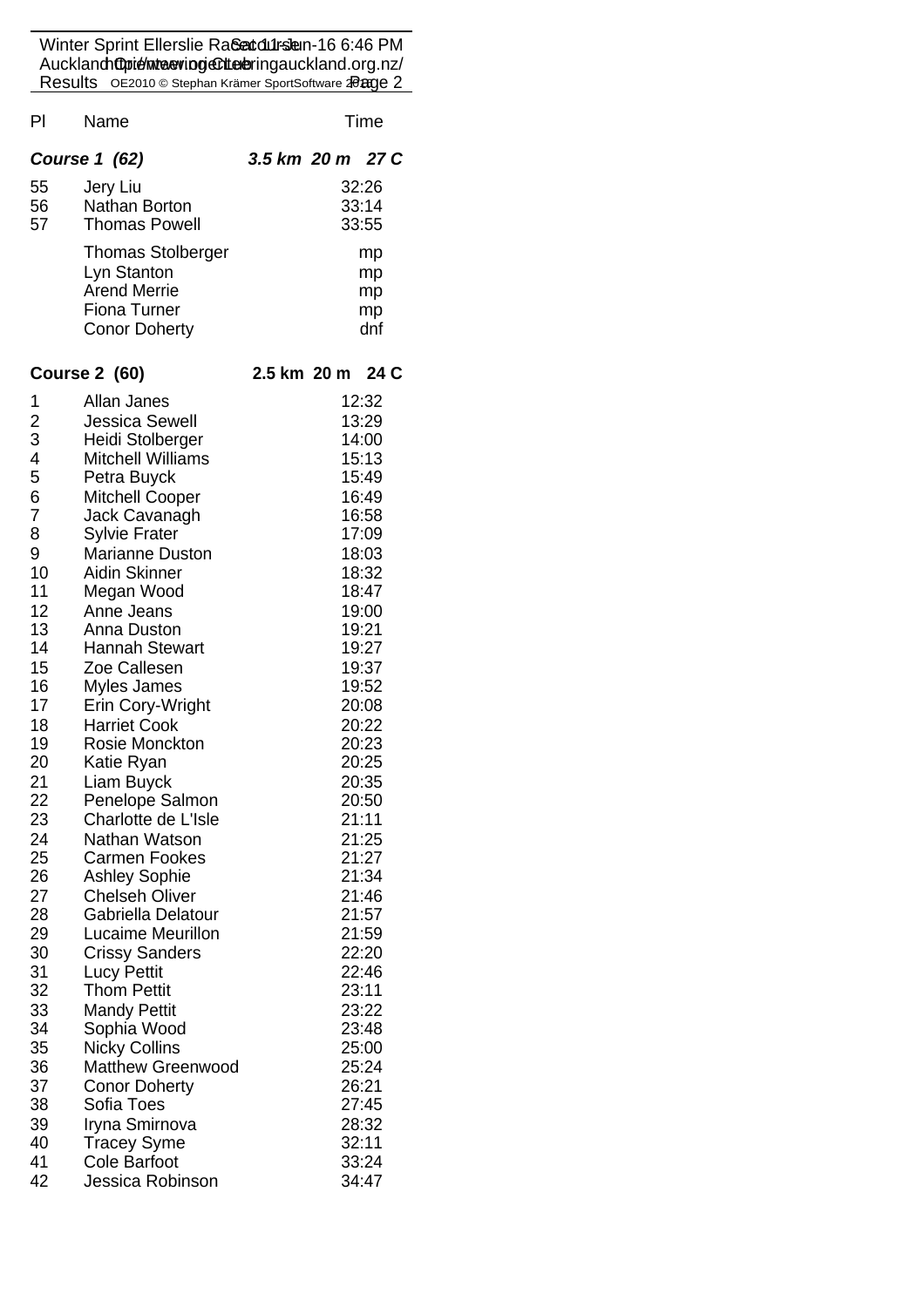| Pl | Name | Time |
|---|---|---|
| ***Course 1 (62)*** | ***3.5 km 20 m 27 C*** | |
| 55 | Jery Liu | 32:26 |
| 56 | Nathan Borton | 33:14 |
| 57 | Thomas Powell | 33:55 |
| | Thomas Stolberger | mp |
| | Lyn Stanton | mp |
| | Arend Merrie | mp |
| | Fiona Turner | mp |
| | Conor Doherty | dnf |

| Pl | Name | Time |
|---|---|---|
| **Course 2 (60)** | **2.5 km 20 m 24 C** | |
| 1 | Allan Janes | 12:32 |
| 2 | Jessica Sewell | 13:29 |
| 3 | Heidi Stolberger | 14:00 |
| 4 | Mitchell Williams | 15:13 |
| 5 | Petra Buyck | 15:49 |
| 6 | Mitchell Cooper | 16:49 |
| 7 | Jack Cavanagh | 16:58 |
| 8 | Sylvie Frater | 17:09 |
| 9 | Marianne Duston | 18:03 |
| 10 | Aidin Skinner | 18:32 |
| 11 | Megan Wood | 18:47 |
| 12 | Anne Jeans | 19:00 |
| 13 | Anna Duston | 19:21 |
| 14 | Hannah Stewart | 19:27 |
| 15 | Zoe Callesen | 19:37 |
| 16 | Myles James | 19:52 |
| 17 | Erin Cory-Wright | 20:08 |
| 18 | Harriet Cook | 20:22 |
| 19 | Rosie Monckton | 20:23 |
| 20 | Katie Ryan | 20:25 |
| 21 | Liam Buyck | 20:35 |
| 22 | Penelope Salmon | 20:50 |
| 23 | Charlotte de L'Isle | 21:11 |
| 24 | Nathan Watson | 21:25 |
| 25 | Carmen Fookes | 21:27 |
| 26 | Ashley Sophie | 21:34 |
| 27 | Chelseh Oliver | 21:46 |
| 28 | Gabriella Delatour | 21:57 |
| 29 | Lucaime Meurillon | 21:59 |
| 30 | Crissy Sanders | 22:20 |
| 31 | Lucy Pettit | 22:46 |
| 32 | Thom Pettit | 23:11 |
| 33 | Mandy Pettit | 23:22 |
| 34 | Sophia Wood | 23:48 |
| 35 | Nicky Collins | 25:00 |
| 36 | Matthew Greenwood | 25:24 |
| 37 | Conor Doherty | 26:21 |
| 38 | Sofia Toes | 27:45 |
| 39 | Iryna Smirnova | 28:32 |
| 40 | Tracey Syme | 32:11 |
| 41 | Cole Barfoot | 33:24 |
| 42 | Jessica Robinson | 34:47 |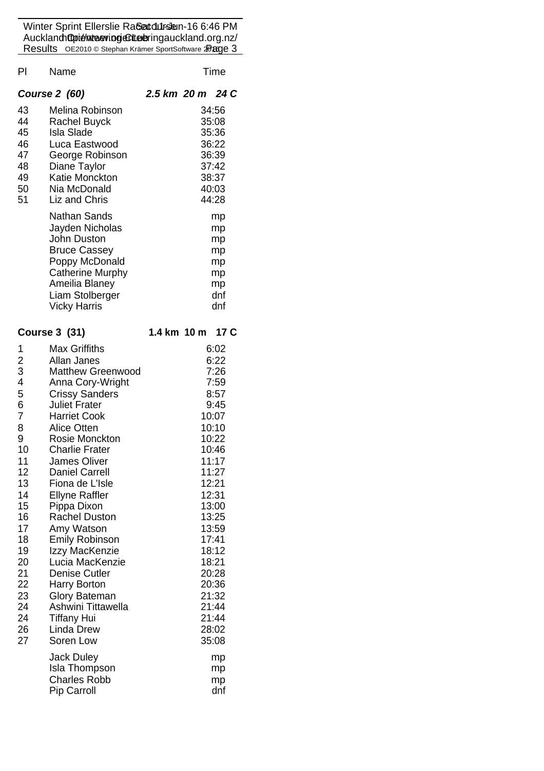| Pl | Name | Time |
|---|---|---|
| ***Course 2 (60)*** | | ***2.5 km 20 m 24 C*** |
| 43 | Melina Robinson | 34:56 |
| 44 | Rachel Buyck | 35:08 |
| 45 | Isla Slade | 35:36 |
| 46 | Luca Eastwood | 36:22 |
| 47 | George Robinson | 36:39 |
| 48 | Diane Taylor | 37:42 |
| 49 | Katie Monckton | 38:37 |
| 50 | Nia McDonald | 40:03 |
| 51 | Liz and Chris | 44:28 |
| | Nathan Sands | mp |
| | Jayden Nicholas | mp |
| | John Duston | mp |
| | Bruce Cassey | mp |
| | Poppy McDonald | mp |
| | Catherine Murphy | mp |
| | Ameilia Blaney | mp |
| | Liam Stolberger | dnf |
| | Vicky Harris | dnf |

| Pl | Name | Time |
|---|---|---|
| **Course 3 (31)** | | **1.4 km 10 m 17 C** |
| 1 | Max Griffiths | 6:02 |
| 2 | Allan Janes | 6:22 |
| 3 | Matthew Greenwood | 7:26 |
| 4 | Anna Cory-Wright | 7:59 |
| 5 | Crissy Sanders | 8:57 |
| 6 | Juliet Frater | 9:45 |
| 7 | Harriet Cook | 10:07 |
| 8 | Alice Otten | 10:10 |
| 9 | Rosie Monckton | 10:22 |
| 10 | Charlie Frater | 10:46 |
| 11 | James Oliver | 11:17 |
| 12 | Daniel Carrell | 11:27 |
| 13 | Fiona de L'Isle | 12:21 |
| 14 | Ellyne Raffler | 12:31 |
| 15 | Pippa Dixon | 13:00 |
| 16 | Rachel Duston | 13:25 |
| 17 | Amy Watson | 13:59 |
| 18 | Emily Robinson | 17:41 |
| 19 | Izzy MacKenzie | 18:12 |
| 20 | Lucia MacKenzie | 18:21 |
| 21 | Denise Cutler | 20:28 |
| 22 | Harry Borton | 20:36 |
| 23 | Glory Bateman | 21:32 |
| 24 | Ashwini Tittawella | 21:44 |
| 24 | Tiffany Hui | 21:44 |
| 26 | Linda Drew | 28:02 |
| 27 | Soren Low | 35:08 |
| | Jack Duley | mp |
| | Isla Thompson | mp |
| | Charles Robb | mp |
| | Pip Carroll | dnf |